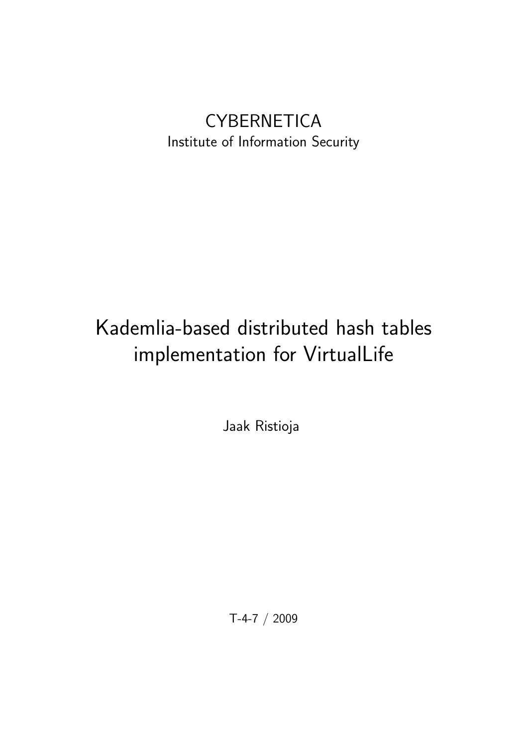CYBERNETICA

Institute of Information Security

# Kademlia-based distributed hash tables implementation for VirtualLife

Jaak Ristioja

T-4-7 / 2009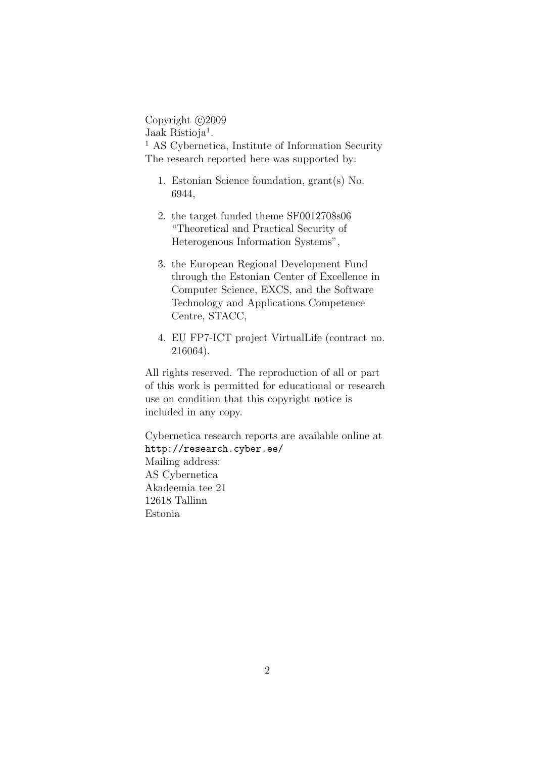Copyright ©2009
Jaak Ristioja[1].
[1] AS Cybernetica, Institute of Information Security
The research reported here was supported by:

1. Estonian Science foundation, grant(s) No. 6944,

2. the target funded theme SF0012708s06 "Theoretical and Practical Security of Heterogenous Information Systems",

3. the European Regional Development Fund through the Estonian Center of Excellence in Computer Science, EXCS, and the Software Technology and Applications Competence Centre, STACC,

4. EU FP7-ICT project VirtualLife (contract no. 216064).

All rights reserved. The reproduction of all or part of this work is permitted for educational or research use on condition that this copyright notice is included in any copy.

Cybernetica research reports are available online at
`http://research.cyber.ee/`
Mailing address:
AS Cybernetica
Akadeemia tee 21
12618 Tallinn
Estonia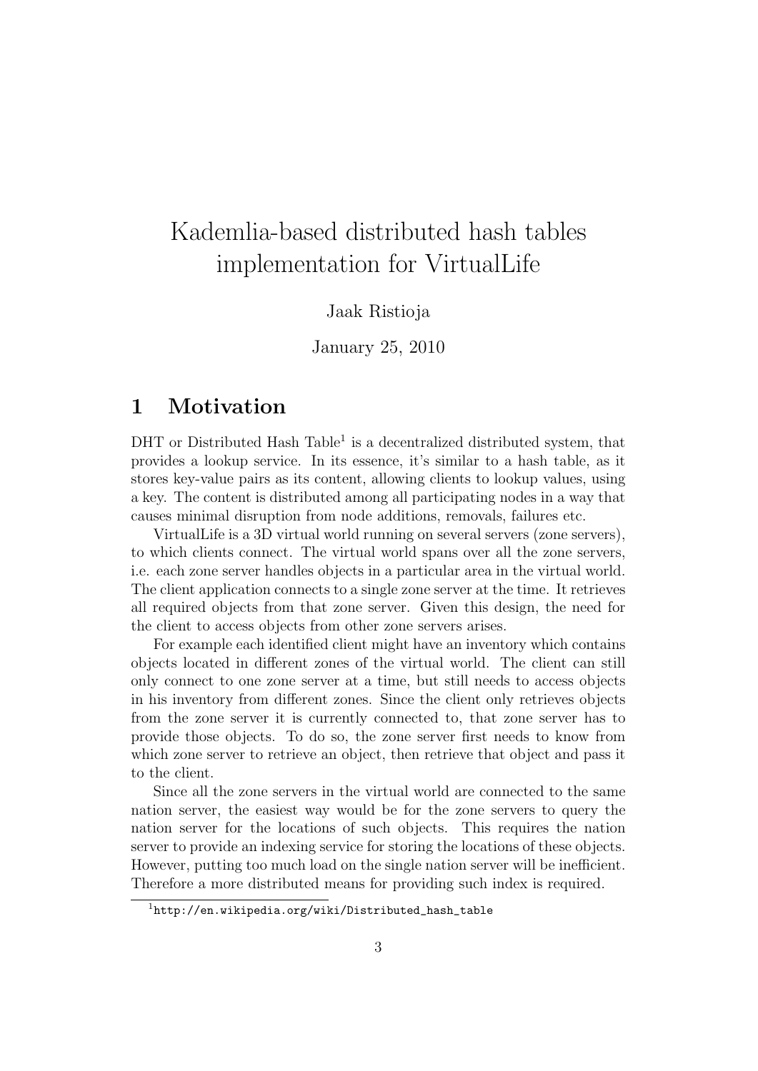# Kademlia-based distributed hash tables implementation for VirtualLife

Jaak Ristioja

January 25, 2010

## 1 Motivation

DHT or Distributed Hash Table[1] is a decentralized distributed system, that provides a lookup service. In its essence, it's similar to a hash table, as it stores key-value pairs as its content, allowing clients to lookup values, using a key. The content is distributed among all participating nodes in a way that causes minimal disruption from node additions, removals, failures etc.

VirtualLife is a 3D virtual world running on several servers (zone servers), to which clients connect. The virtual world spans over all the zone servers, i.e. each zone server handles objects in a particular area in the virtual world. The client application connects to a single zone server at the time. It retrieves all required objects from that zone server. Given this design, the need for the client to access objects from other zone servers arises.

For example each identified client might have an inventory which contains objects located in different zones of the virtual world. The client can still only connect to one zone server at a time, but still needs to access objects in his inventory from different zones. Since the client only retrieves objects from the zone server it is currently connected to, that zone server has to provide those objects. To do so, the zone server first needs to know from which zone server to retrieve an object, then retrieve that object and pass it to the client.

Since all the zone servers in the virtual world are connected to the same nation server, the easiest way would be for the zone servers to query the nation server for the locations of such objects. This requires the nation server to provide an indexing service for storing the locations of these objects. However, putting too much load on the single nation server will be inefficient. Therefore a more distributed means for providing such index is required.

[1] http://en.wikipedia.org/wiki/Distributed_hash_table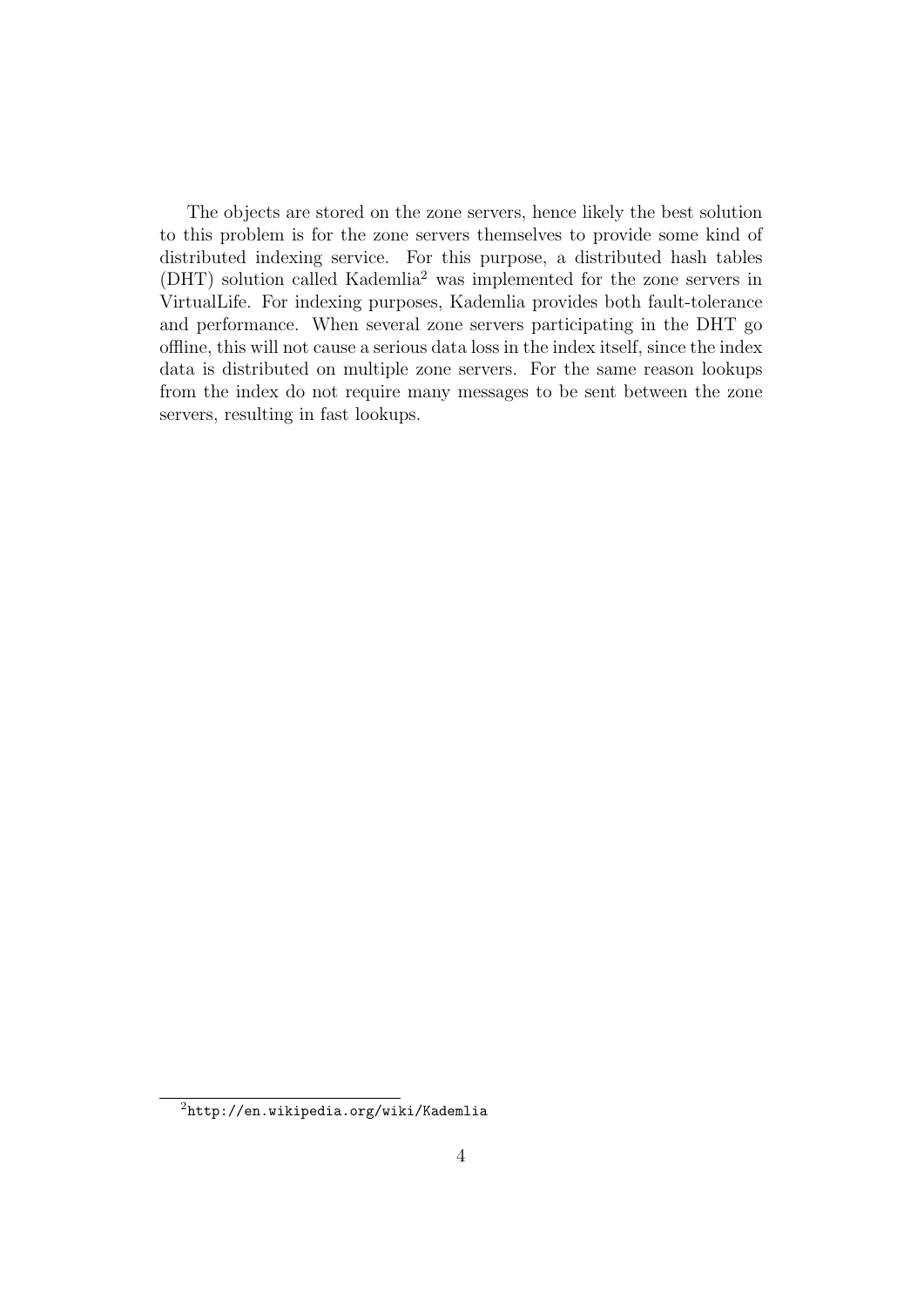The objects are stored on the zone servers, hence likely the best solution to this problem is for the zone servers themselves to provide some kind of distributed indexing service. For this purpose, a distributed hash tables (DHT) solution called Kademlia[2] was implemented for the zone servers in VirtualLife. For indexing purposes, Kademlia provides both fault-tolerance and performance. When several zone servers participating in the DHT go offline, this will not cause a serious data loss in the index itself, since the index data is distributed on multiple zone servers. For the same reason lookups from the index do not require many messages to be sent between the zone servers, resulting in fast lookups.

[2] http://en.wikipedia.org/wiki/Kademlia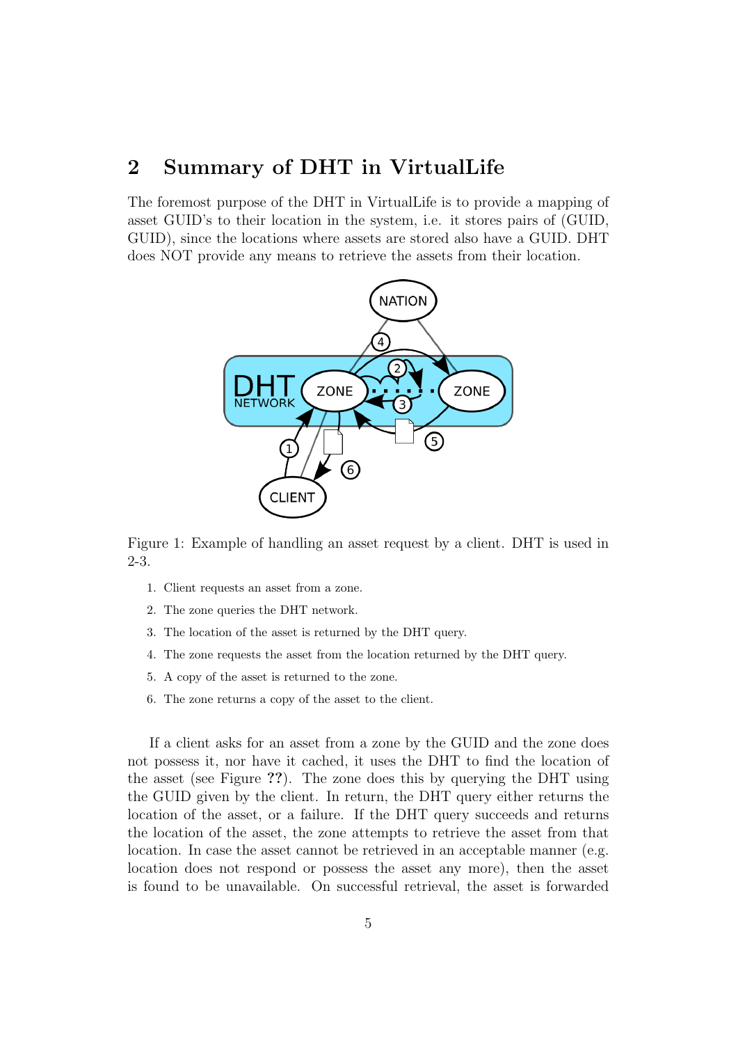## 2 Summary of DHT in VirtualLife

The foremost purpose of the DHT in VirtualLife is to provide a mapping of asset GUID's to their location in the system, i.e. it stores pairs of (GUID, GUID), since the locations where assets are stored also have a GUID. DHT does NOT provide any means to retrieve the assets from their location.

Figure 1: Example of handling an asset request by a client. DHT is used in 2-3.

1. Client requests an asset from a zone.
2. The zone queries the DHT network.
3. The location of the asset is returned by the DHT query.
4. The zone requests the asset from the location returned by the DHT query.
5. A copy of the asset is returned to the zone.
6. The zone returns a copy of the asset to the client.

If a client asks for an asset from a zone by the GUID and the zone does not possess it, nor have it cached, it uses the DHT to find the location of the asset (see Figure **??**). The zone does this by querying the DHT using the GUID given by the client. In return, the DHT query either returns the location of the asset, or a failure. If the DHT query succeeds and returns the location of the asset, the zone attempts to retrieve the asset from that location. In case the asset cannot be retrieved in an acceptable manner (e.g. location does not respond or possess the asset any more), then the asset is found to be unavailable. On successful retrieval, the asset is forwarded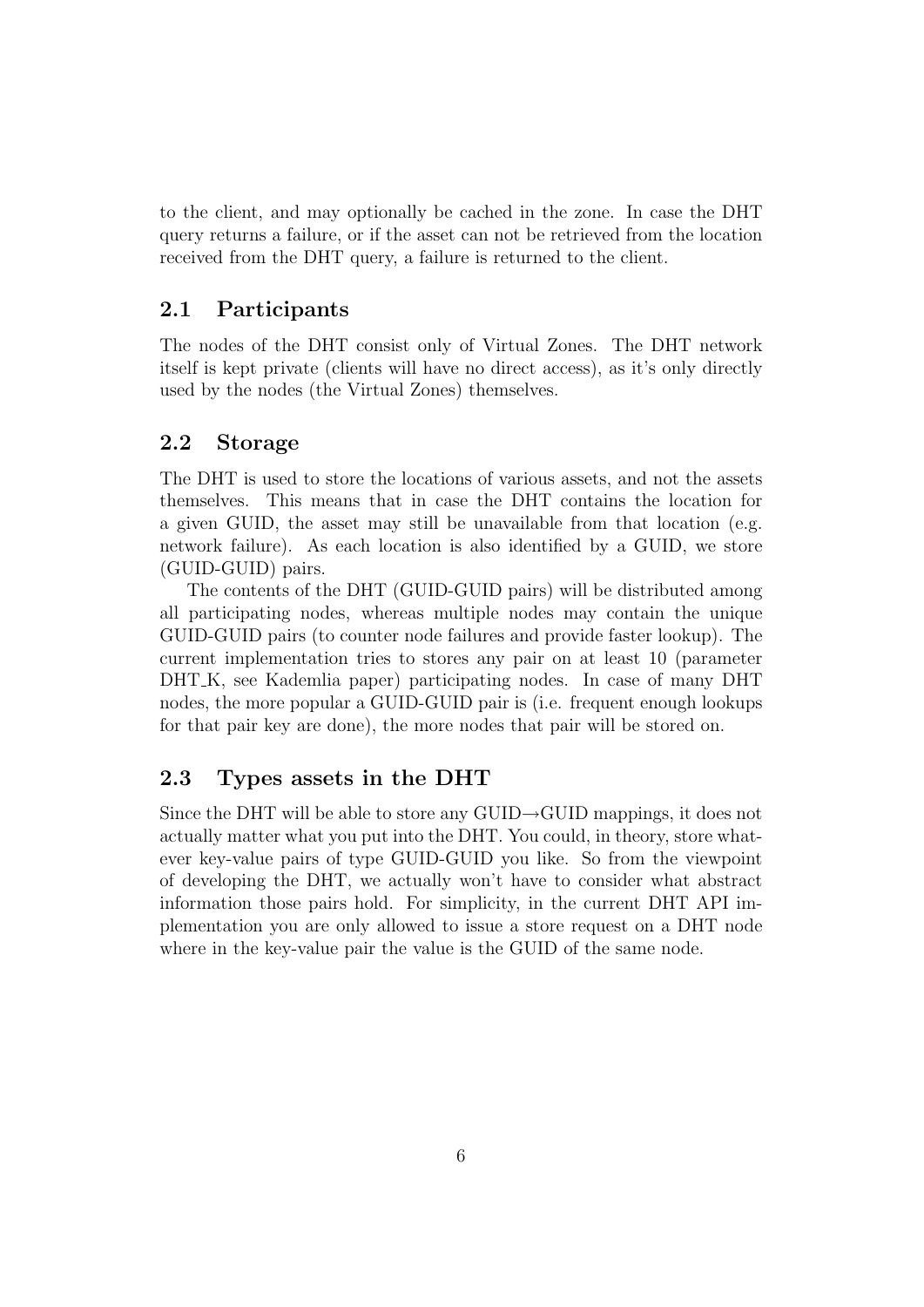to the client, and may optionally be cached in the zone. In case the DHT query returns a failure, or if the asset can not be retrieved from the location received from the DHT query, a failure is returned to the client.

## 2.1 Participants

The nodes of the DHT consist only of Virtual Zones. The DHT network itself is kept private (clients will have no direct access), as it's only directly used by the nodes (the Virtual Zones) themselves.

## 2.2 Storage

The DHT is used to store the locations of various assets, and not the assets themselves. This means that in case the DHT contains the location for a given GUID, the asset may still be unavailable from that location (e.g. network failure). As each location is also identified by a GUID, we store (GUID-GUID) pairs.

The contents of the DHT (GUID-GUID pairs) will be distributed among all participating nodes, whereas multiple nodes may contain the unique GUID-GUID pairs (to counter node failures and provide faster lookup). The current implementation tries to stores any pair on at least 10 (parameter DHT_K, see Kademlia paper) participating nodes. In case of many DHT nodes, the more popular a GUID-GUID pair is (i.e. frequent enough lookups for that pair key are done), the more nodes that pair will be stored on.

## 2.3 Types assets in the DHT

Since the DHT will be able to store any GUID→GUID mappings, it does not actually matter what you put into the DHT. You could, in theory, store whatever key-value pairs of type GUID-GUID you like. So from the viewpoint of developing the DHT, we actually won't have to consider what abstract information those pairs hold. For simplicity, in the current DHT API implementation you are only allowed to issue a store request on a DHT node where in the key-value pair the value is the GUID of the same node.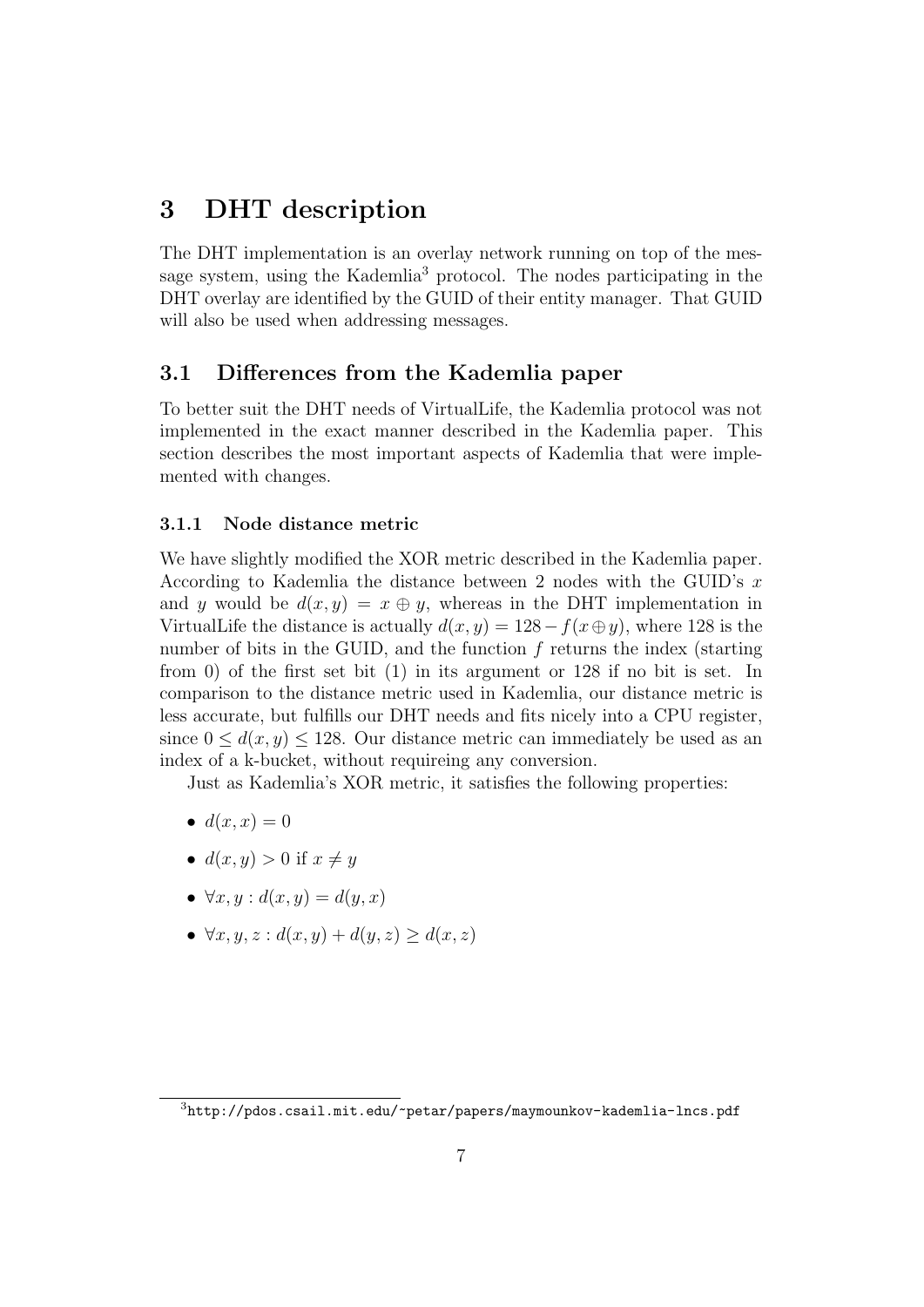# 3 DHT description

The DHT implementation is an overlay network running on top of the message system, using the Kademlia[3] protocol. The nodes participating in the DHT overlay are identified by the GUID of their entity manager. That GUID will also be used when addressing messages.

## 3.1 Differences from the Kademlia paper

To better suit the DHT needs of VirtualLife, the Kademlia protocol was not implemented in the exact manner described in the Kademlia paper. This section describes the most important aspects of Kademlia that were implemented with changes.

### 3.1.1 Node distance metric

We have slightly modified the XOR metric described in the Kademlia paper. According to Kademlia the distance between 2 nodes with the GUID's $x$ and $y$ would be $d(x, y) = x \oplus y$, whereas in the DHT implementation in VirtualLife the distance is actually $d(x, y) = 128 - f(x \oplus y)$, where 128 is the number of bits in the GUID, and the function $f$ returns the index (starting from 0) of the first set bit (1) in its argument or 128 if no bit is set. In comparison to the distance metric used in Kademlia, our distance metric is less accurate, but fulfills our DHT needs and fits nicely into a CPU register, since $0 \leq d(x, y) \leq 128$. Our distance metric can immediately be used as an index of a k-bucket, without requireing any conversion.

Just as Kademlia's XOR metric, it satisfies the following properties:

- $d(x, x) = 0$
- $d(x, y) > 0$ if $x \neq y$
- $\forall x, y : d(x, y) = d(y, x)$
- $\forall x, y, z : d(x, y) + d(y, z) \geq d(x, z)$

[3] http://pdos.csail.mit.edu/~petar/papers/maymounkov-kademlia-lncs.pdf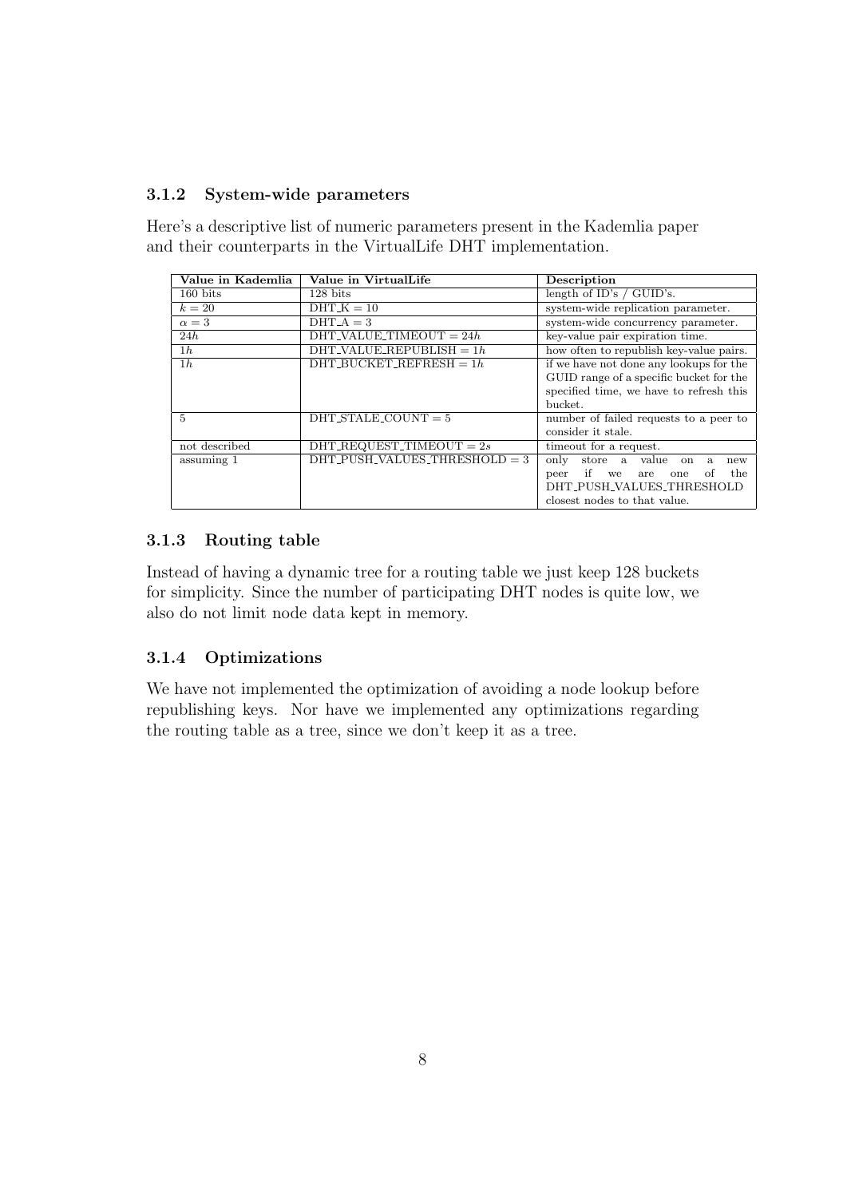### 3.1.2 System-wide parameters

Here's a descriptive list of numeric parameters present in the Kademlia paper and their counterparts in the VirtualLife DHT implementation.

| Value in Kademlia | Value in VirtualLife | Description |
|---|---|---|
| 160 bits | 128 bits | length of ID's / GUID's. |
| $k = 20$ | DHT_K = 10 | system-wide replication parameter. |
| $\alpha = 3$ | DHT_A = 3 | system-wide concurrency parameter. |
| $24h$ | DHT_VALUE_TIMEOUT = $24h$ | key-value pair expiration time. |
| $1h$ | DHT_VALUE_REPUBLISH = $1h$ | how often to republish key-value pairs. |
| $1h$ | DHT_BUCKET_REFRESH = $1h$ | if we have not done any lookups for the GUID range of a specific bucket for the specified time, we have to refresh this bucket. |
| 5 | DHT_STALE_COUNT = 5 | number of failed requests to a peer to consider it stale. |
| not described | DHT_REQUEST_TIMEOUT = $2s$ | timeout for a request. |
| assuming 1 | DHT_PUSH_VALUES_THRESHOLD = 3 | only store a value on a new peer if we are one of the DHT_PUSH_VALUES_THRESHOLD closest nodes to that value. |

### 3.1.3 Routing table

Instead of having a dynamic tree for a routing table we just keep 128 buckets for simplicity. Since the number of participating DHT nodes is quite low, we also do not limit node data kept in memory.

### 3.1.4 Optimizations

We have not implemented the optimization of avoiding a node lookup before republishing keys. Nor have we implemented any optimizations regarding the routing table as a tree, since we don't keep it as a tree.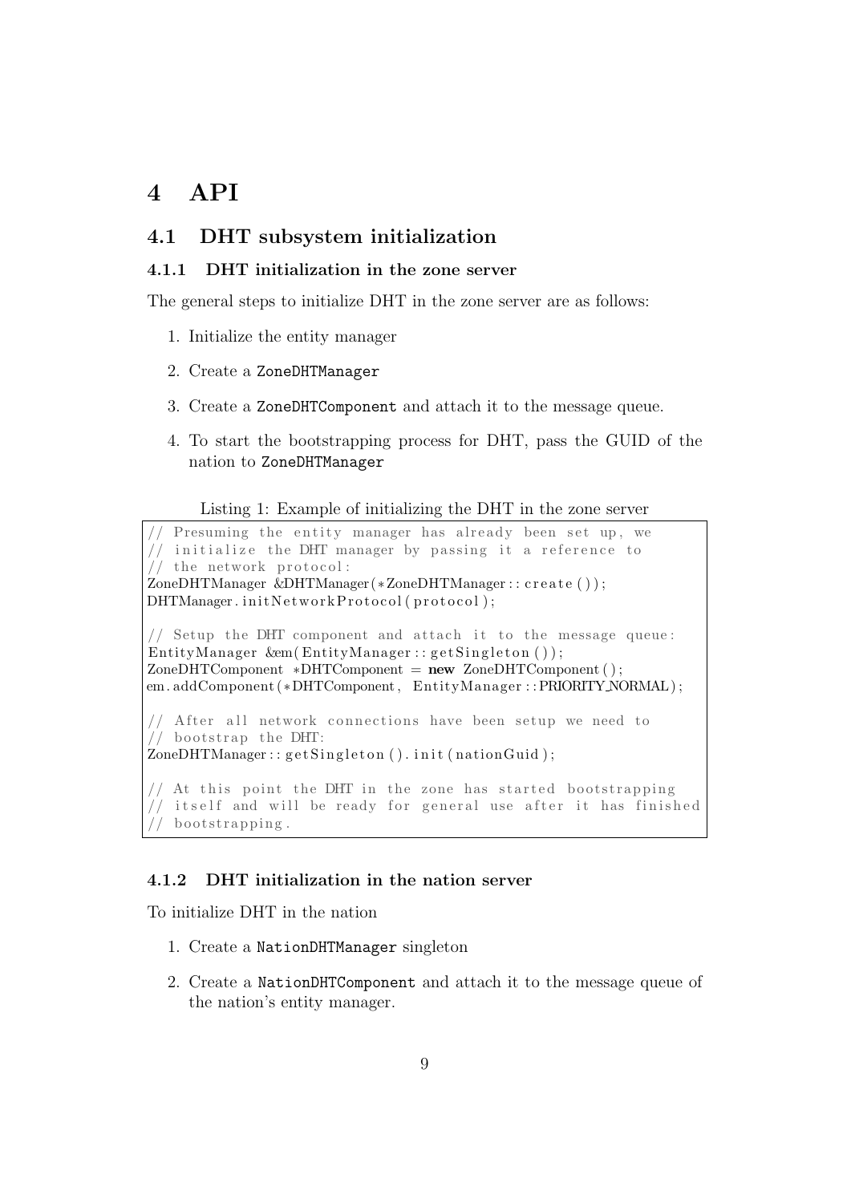# 4 API

## 4.1 DHT subsystem initialization

### 4.1.1 DHT initialization in the zone server

The general steps to initialize DHT in the zone server are as follows:

1. Initialize the entity manager
2. Create a `ZoneDHTManager`
3. Create a `ZoneDHTComponent` and attach it to the message queue.
4. To start the bootstrapping process for DHT, pass the GUID of the nation to `ZoneDHTManager`

Listing 1: Example of initializing the DHT in the zone server

```
// Presuming the entity manager has already been set up, we
// initialize the DHT manager by passing it a reference to
// the network protocol:
ZoneDHTManager &DHTManager(*ZoneDHTManager::create());
DHTManager.initNetworkProtocol(protocol);

// Setup the DHT component and attach it to the message queue:
EntityManager &em(EntityManager::getSingleton());
ZoneDHTComponent *DHTComponent = new ZoneDHTComponent();
em.addComponent(*DHTComponent, EntityManager::PRIORITY_NORMAL);

// After all network connections have been setup we need to
// bootstrap the DHT:
ZoneDHTManager::getSingleton().init(nationGuid);

// At this point the DHT in the zone has started bootstrapping
// itself and will be ready for general use after it has finished
// bootstrapping.
```

### 4.1.2 DHT initialization in the nation server

To initialize DHT in the nation

1. Create a `NationDHTManager` singleton
2. Create a `NationDHTComponent` and attach it to the message queue of the nation's entity manager.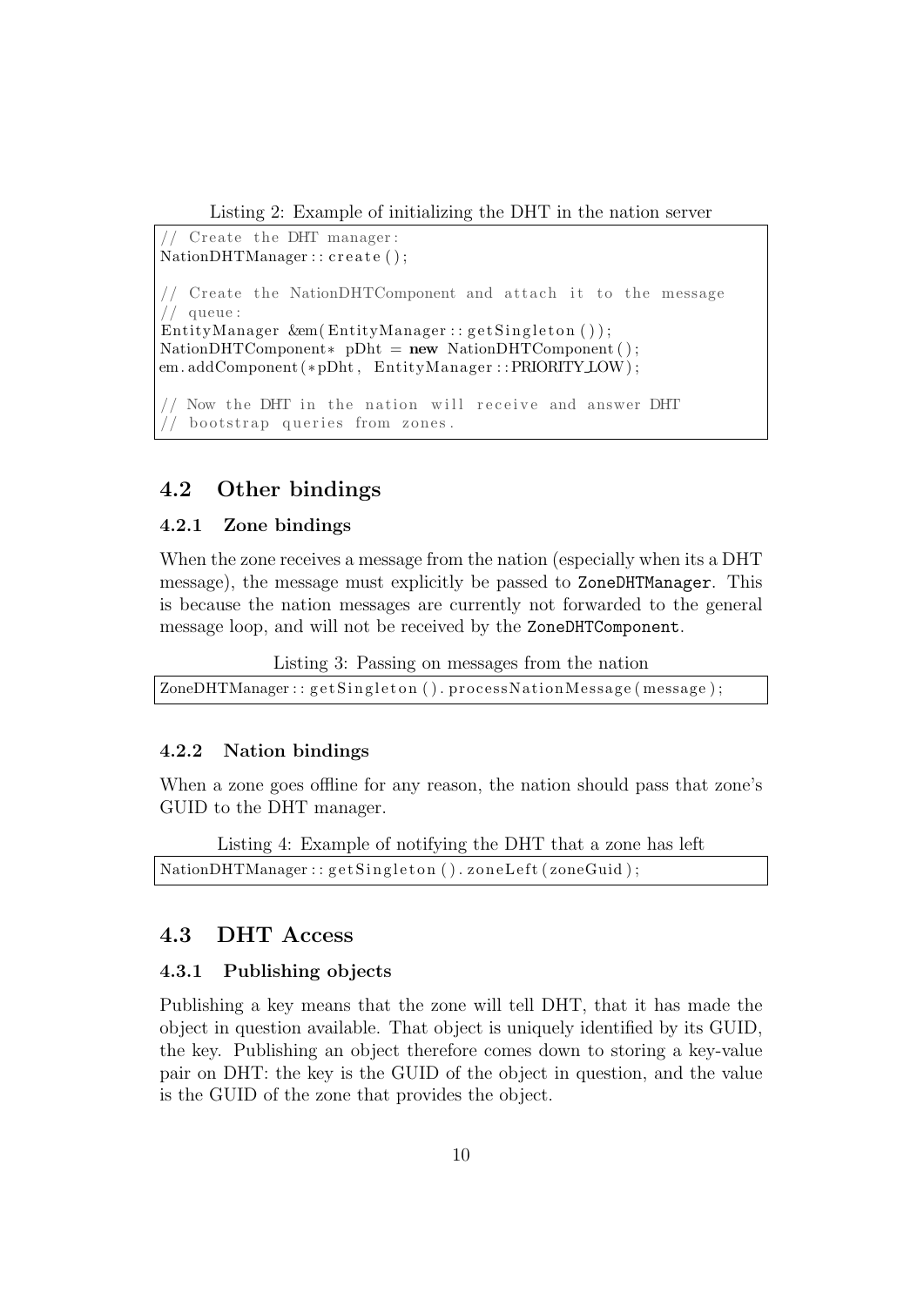Listing 2: Example of initializing the DHT in the nation server

```
// Create the DHT manager:
NationDHTManager::create();

// Create the NationDHTComponent and attach it to the message
// queue:
EntityManager &em(EntityManager::getSingleton());
NationDHTComponent* pDht = new NationDHTComponent();
em.addComponent(*pDht, EntityManager::PRIORITY_LOW);

// Now the DHT in the nation will receive and answer DHT
// bootstrap queries from zones.
```

## 4.2 Other bindings

### 4.2.1 Zone bindings

When the zone receives a message from the nation (especially when its a DHT message), the message must explicitly be passed to `ZoneDHTManager`. This is because the nation messages are currently not forwarded to the general message loop, and will not be received by the `ZoneDHTComponent`.

Listing 3: Passing on messages from the nation

```
ZoneDHTManager::getSingleton().processNationMessage(message);
```

### 4.2.2 Nation bindings

When a zone goes offline for any reason, the nation should pass that zone's GUID to the DHT manager.

Listing 4: Example of notifying the DHT that a zone has left

```
NationDHTManager::getSingleton().zoneLeft(zoneGuid);
```

## 4.3 DHT Access

### 4.3.1 Publishing objects

Publishing a key means that the zone will tell DHT, that it has made the object in question available. That object is uniquely identified by its GUID, the key. Publishing an object therefore comes down to storing a key-value pair on DHT: the key is the GUID of the object in question, and the value is the GUID of the zone that provides the object.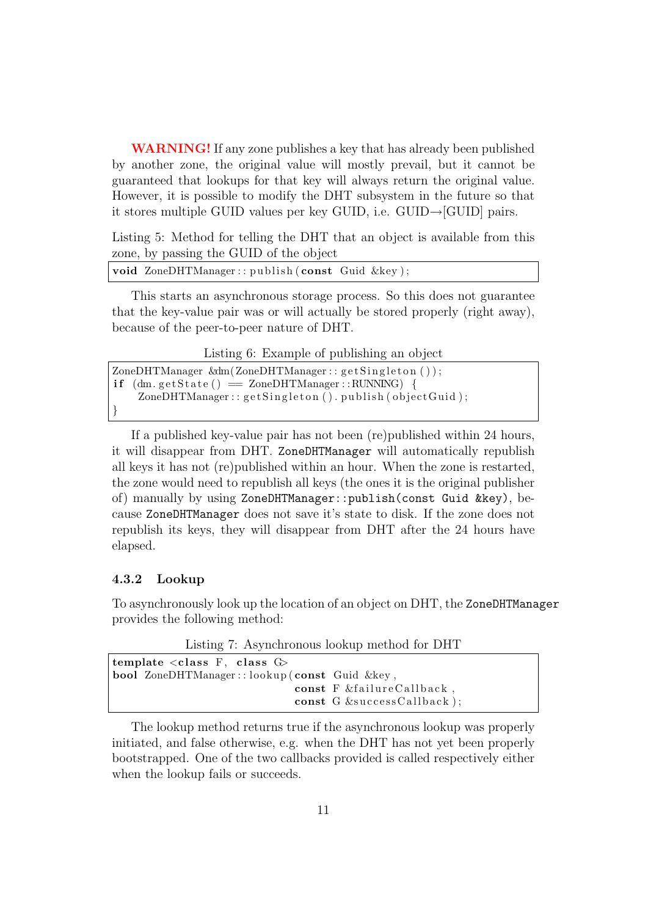**WARNING!** If any zone publishes a key that has already been published by another zone, the original value will mostly prevail, but it cannot be guaranteed that lookups for that key will always return the original value. However, it is possible to modify the DHT subsystem in the future so that it stores multiple GUID values per key GUID, i.e. GUID→[GUID] pairs.

Listing 5: Method for telling the DHT that an object is available from this zone, by passing the GUID of the object

```
void ZoneDHTManager::publish(const Guid &key);
```

This starts an asynchronous storage process. So this does not guarantee that the key-value pair was or will actually be stored properly (right away), because of the peer-to-peer nature of DHT.

Listing 6: Example of publishing an object

```
ZoneDHTManager &dm(ZoneDHTManager::getSingleton());
if (dm.getState() == ZoneDHTManager::RUNNING) {
    ZoneDHTManager::getSingleton().publish(objectGuid);
}
```

If a published key-value pair has not been (re)published within 24 hours, it will disappear from DHT. `ZoneDHTManager` will automatically republish all keys it has not (re)published within an hour. When the zone is restarted, the zone would need to republish all keys (the ones it is the original publisher of) manually by using `ZoneDHTManager::publish(const Guid &key)`, because `ZoneDHTManager` does not save it's state to disk. If the zone does not republish its keys, they will disappear from DHT after the 24 hours have elapsed.

### 4.3.2 Lookup

To asynchronously look up the location of an object on DHT, the `ZoneDHTManager` provides the following method:

Listing 7: Asynchronous lookup method for DHT

```
template <class F, class G>
bool ZoneDHTManager::lookup(const Guid &key,
                            const F &failureCallback,
                            const G &successCallback);
```

The lookup method returns true if the asynchronous lookup was properly initiated, and false otherwise, e.g. when the DHT has not yet been properly bootstrapped. One of the two callbacks provided is called respectively either when the lookup fails or succeeds.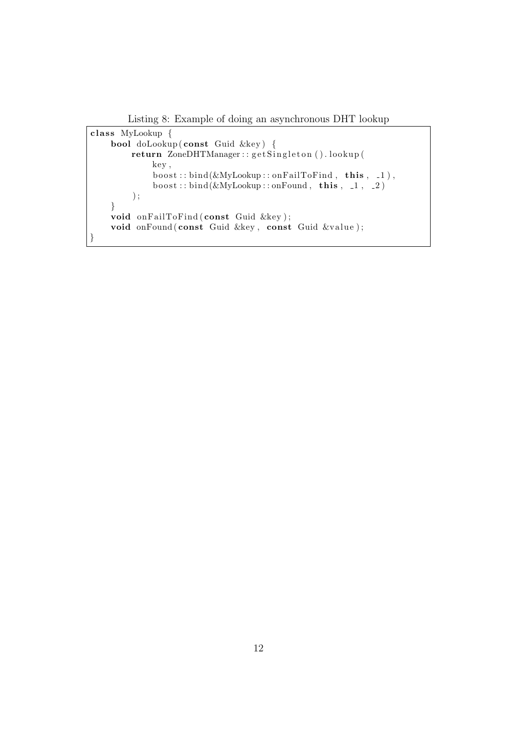Listing 8: Example of doing an asynchronous DHT lookup

```
class MyLookup {
    bool doLookup(const Guid &key) {
        return ZoneDHTManager::getSingleton().lookup(
            key,
            boost::bind(&MyLookup::onFailToFind, this, _1),
            boost::bind(&MyLookup::onFound, this, _1, _2)
        );
    }
    void onFailToFind(const Guid &key);
    void onFound(const Guid &key, const Guid &value);
}
```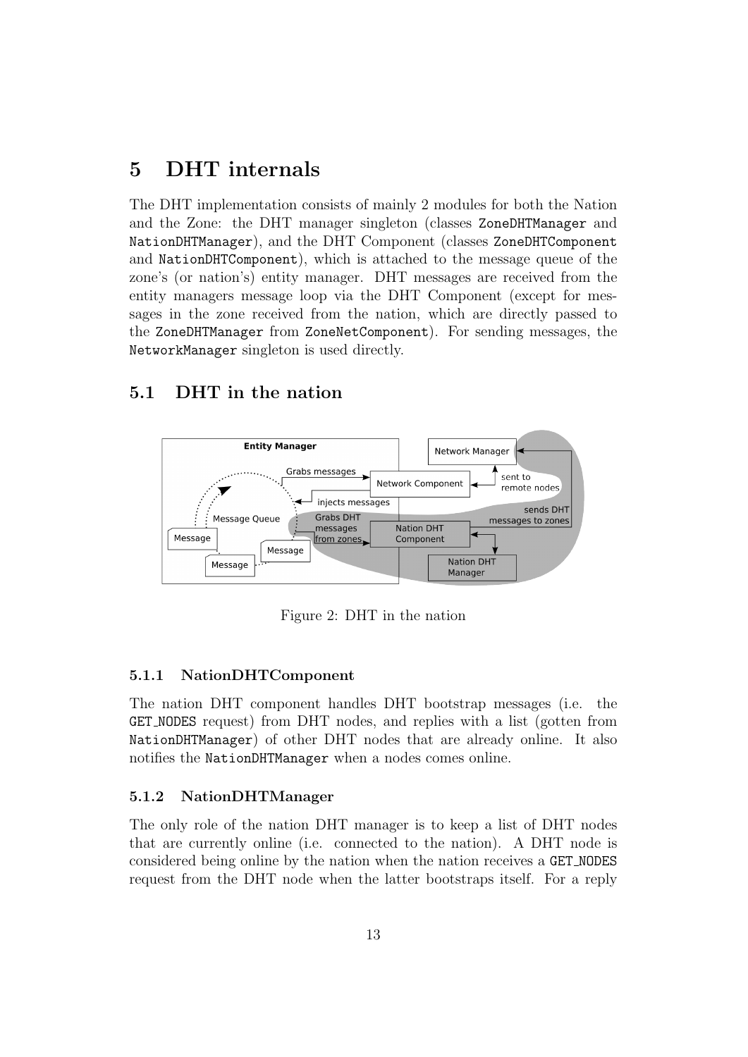# 5 DHT internals

The DHT implementation consists of mainly 2 modules for both the Nation and the Zone: the DHT manager singleton (classes `ZoneDHTManager` and `NationDHTManager`), and the DHT Component (classes `ZoneDHTComponent` and `NationDHTComponent`), which is attached to the message queue of the zone's (or nation's) entity manager. DHT messages are received from the entity managers message loop via the DHT Component (except for messages in the zone received from the nation, which are directly passed to the `ZoneDHTManager` from `ZoneNetComponent`). For sending messages, the `NetworkManager` singleton is used directly.

## 5.1 DHT in the nation

Figure 2: DHT in the nation

### 5.1.1 NationDHTComponent

The nation DHT component handles DHT bootstrap messages (i.e. the `GET_NODES` request) from DHT nodes, and replies with a list (gotten from `NationDHTManager`) of other DHT nodes that are already online. It also notifies the `NationDHTManager` when a nodes comes online.

### 5.1.2 NationDHTManager

The only role of the nation DHT manager is to keep a list of DHT nodes that are currently online (i.e. connected to the nation). A DHT node is considered being online by the nation when the nation receives a `GET_NODES` request from the DHT node when the latter bootstraps itself. For a reply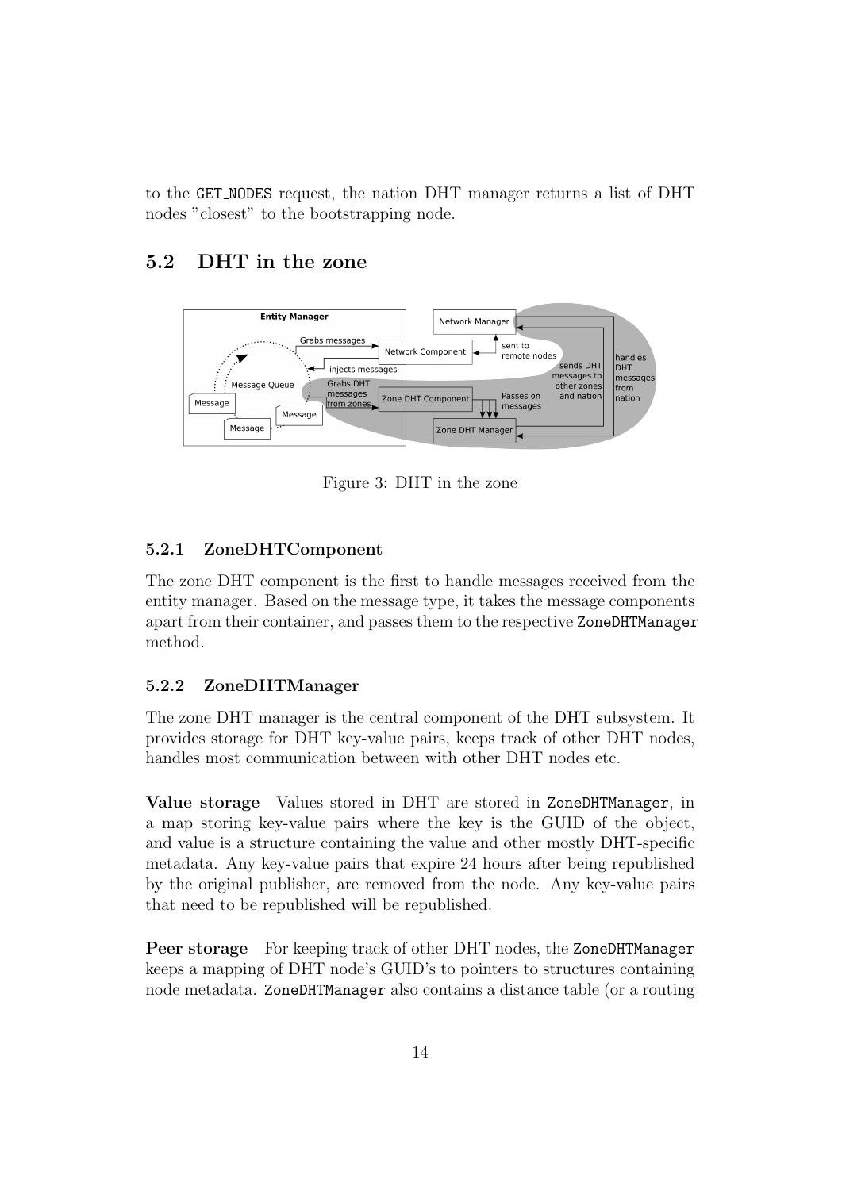to the GET_NODES request, the nation DHT manager returns a list of DHT nodes "closest" to the bootstrapping node.

## 5.2 DHT in the zone

Figure 3: DHT in the zone

### 5.2.1 ZoneDHTComponent

The zone DHT component is the first to handle messages received from the entity manager. Based on the message type, it takes the message components apart from their container, and passes them to the respective ZoneDHTManager method.

### 5.2.2 ZoneDHTManager

The zone DHT manager is the central component of the DHT subsystem. It provides storage for DHT key-value pairs, keeps track of other DHT nodes, handles most communication between with other DHT nodes etc.

**Value storage** Values stored in DHT are stored in ZoneDHTManager, in a map storing key-value pairs where the key is the GUID of the object, and value is a structure containing the value and other mostly DHT-specific metadata. Any key-value pairs that expire 24 hours after being republished by the original publisher, are removed from the node. Any key-value pairs that need to be republished will be republished.

**Peer storage** For keeping track of other DHT nodes, the ZoneDHTManager keeps a mapping of DHT node's GUID's to pointers to structures containing node metadata. ZoneDHTManager also contains a distance table (or a routing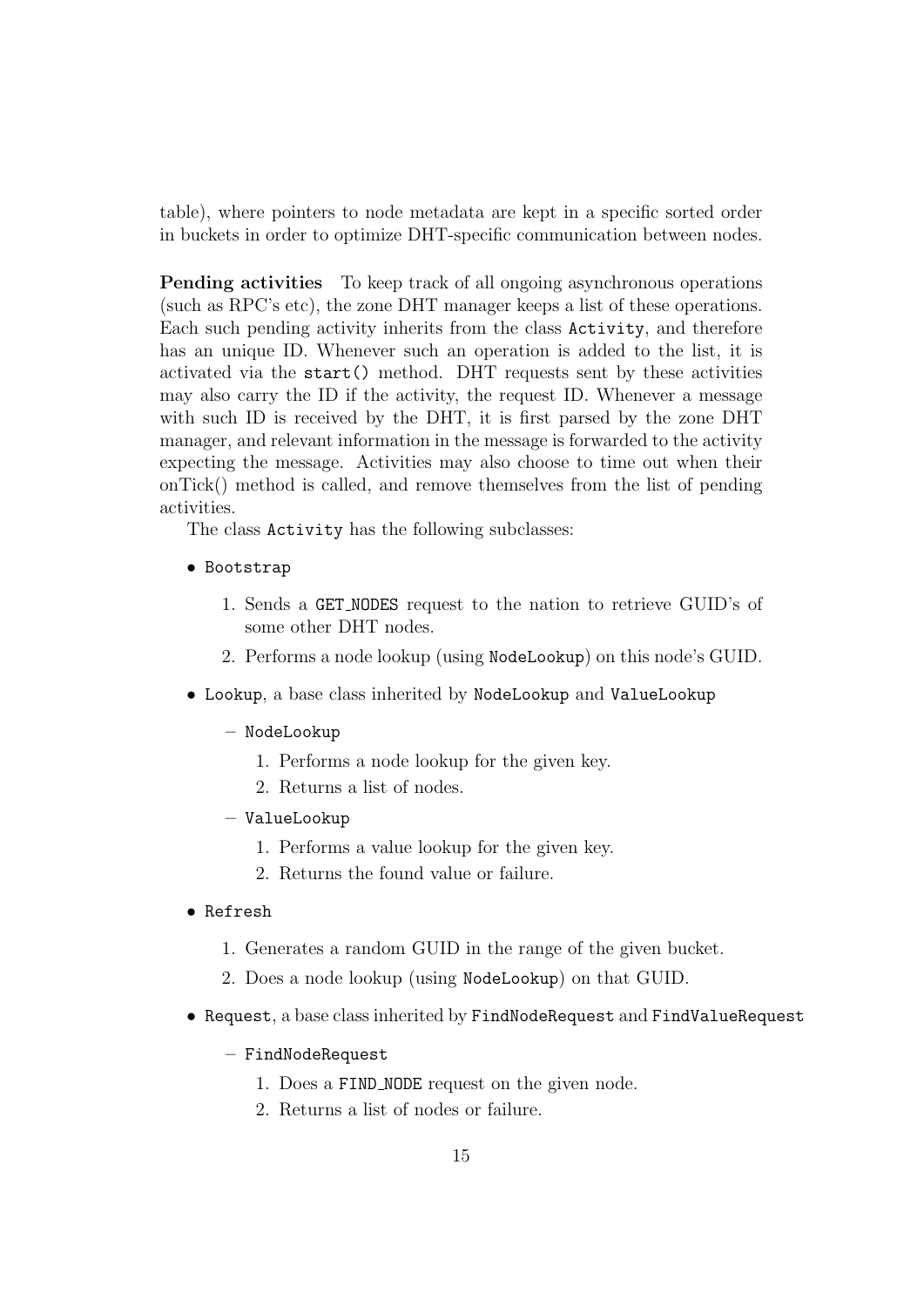table), where pointers to node metadata are kept in a specific sorted order in buckets in order to optimize DHT-specific communication between nodes.

**Pending activities** To keep track of all ongoing asynchronous operations (such as RPC's etc), the zone DHT manager keeps a list of these operations. Each such pending activity inherits from the class `Activity`, and therefore has an unique ID. Whenever such an operation is added to the list, it is activated via the `start()` method. DHT requests sent by these activities may also carry the ID if the activity, the request ID. Whenever a message with such ID is received by the DHT, it is first parsed by the zone DHT manager, and relevant information in the message is forwarded to the activity expecting the message. Activities may also choose to time out when their onTick() method is called, and remove themselves from the list of pending activities.

The class `Activity` has the following subclasses:

- `Bootstrap`
  1. Sends a `GET_NODES` request to the nation to retrieve GUID's of some other DHT nodes.
  2. Performs a node lookup (using `NodeLookup`) on this node's GUID.
- `Lookup`, a base class inherited by `NodeLookup` and `ValueLookup`
  - `NodeLookup`
    1. Performs a node lookup for the given key.
    2. Returns a list of nodes.
  - `ValueLookup`
    1. Performs a value lookup for the given key.
    2. Returns the found value or failure.
- `Refresh`
  1. Generates a random GUID in the range of the given bucket.
  2. Does a node lookup (using `NodeLookup`) on that GUID.
- `Request`, a base class inherited by `FindNodeRequest` and `FindValueRequest`
  - `FindNodeRequest`
    1. Does a `FIND_NODE` request on the given node.
    2. Returns a list of nodes or failure.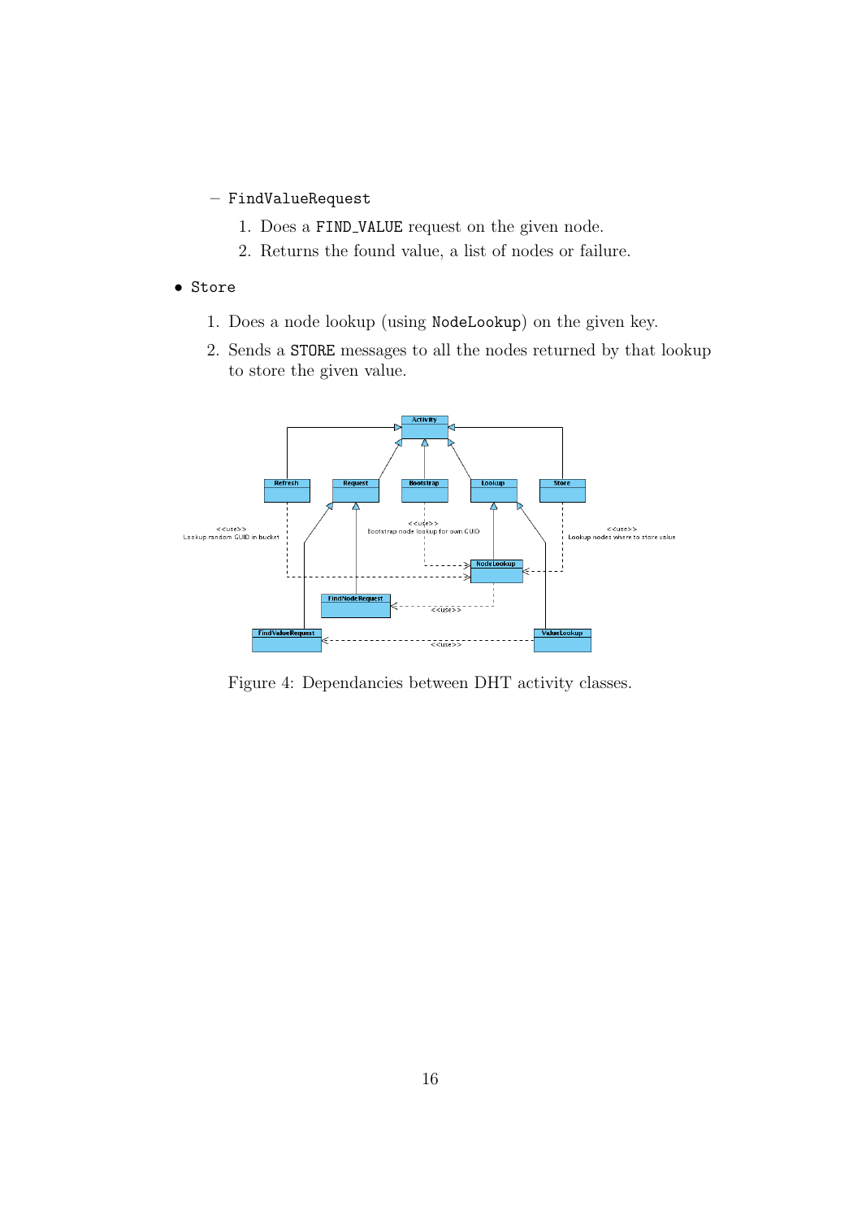- FindValueRequest
  1. Does a FIND_VALUE request on the given node.
  2. Returns the found value, a list of nodes or failure.

- Store
  1. Does a node lookup (using NodeLookup) on the given key.
  2. Sends a STORE messages to all the nodes returned by that lookup to store the given value.

Figure 4: Dependancies between DHT activity classes.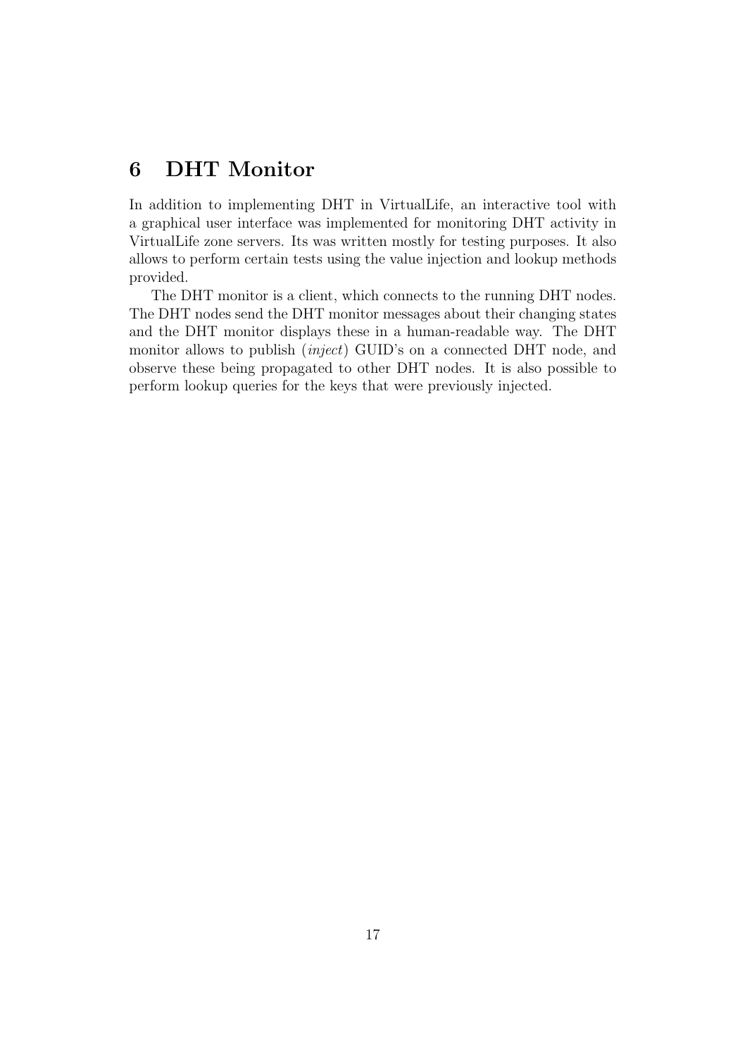# 6 DHT Monitor

In addition to implementing DHT in VirtualLife, an interactive tool with a graphical user interface was implemented for monitoring DHT activity in VirtualLife zone servers. Its was written mostly for testing purposes. It also allows to perform certain tests using the value injection and lookup methods provided.

The DHT monitor is a client, which connects to the running DHT nodes. The DHT nodes send the DHT monitor messages about their changing states and the DHT monitor displays these in a human-readable way. The DHT monitor allows to publish (*inject*) GUID's on a connected DHT node, and observe these being propagated to other DHT nodes. It is also possible to perform lookup queries for the keys that were previously injected.